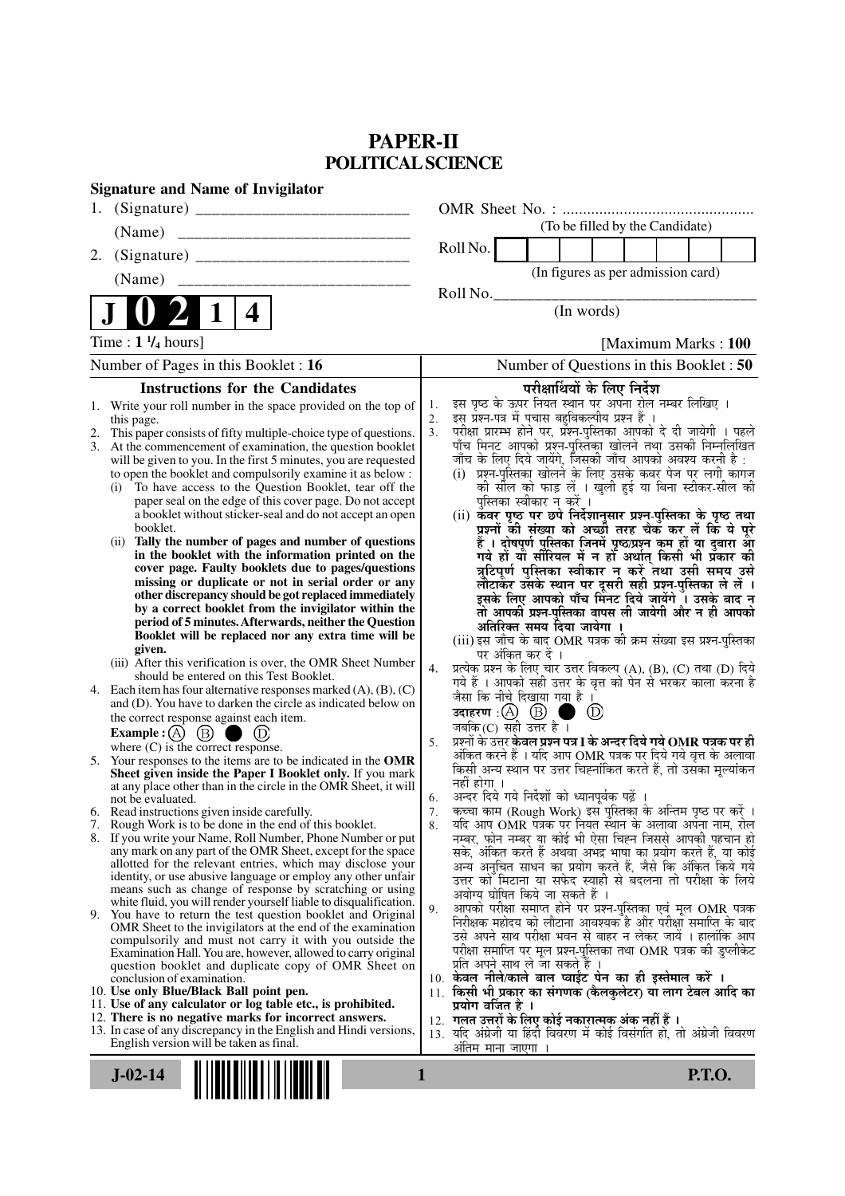# PAPER-II
## POLITICAL SCIENCE

**Signature and Name of Invigilator**

1. (Signature) __________________________

   (Name) __________________________

2. (Signature) __________________________

   (Name) __________________________

OMR Sheet No. : ...............................................

(To be filled by the Candidate)

Roll No. | | | | | | | | |

(In figures as per admission card)

Roll No.________________________________

(In words)

**J 0 2 1 4**

Time : **1 ¼ hours**] [Maximum Marks : **100**

Number of Pages in this Booklet : 16

Number of Questions in this Booklet : 50

### Instructions for the Candidates

1. Write your roll number in the space provided on the top of this page.
2. This paper consists of fifty multiple-choice type of questions.
3. At the commencement of examination, the question booklet will be given to you. In the first 5 minutes, you are requested to open the booklet and compulsorily examine it as below :
   (i) To have access to the Question Booklet, tear off the paper seal on the edge of this cover page. Do not accept a booklet without sticker-seal and do not accept an open booklet.
   (ii) **Tally the number of pages and number of questions in the booklet with the information printed on the cover page. Faulty booklets due to pages/questions missing or duplicate or not in serial order or any other discrepancy should be got replaced immediately by a correct booklet from the invigilator within the period of 5 minutes. Afterwards, neither the Question Booklet will be replaced nor any extra time will be given.**
   (iii) After this verification is over, the OMR Sheet Number should be entered on this Test Booklet.
4. Each item has four alternative responses marked (A), (B), (C) and (D). You have to darken the circle as indicated below on the correct response against each item.
   **Example :** (A) (B) ● (D)
   where (C) is the correct response.
5. Your responses to the items are to be indicated in the **OMR Sheet given inside the Paper I Booklet only.** If you mark at any place other than in the circle in the OMR Sheet, it will not be evaluated.
6. Read instructions given inside carefully.
7. Rough Work is to be done in the end of this booklet.
8. If you write your Name, Roll Number, Phone Number or put any mark on any part of the OMR Sheet, except for the space allotted for the relevant entries, which may disclose your identity, or use abusive language or employ any other unfair means such as change of response by scratching or using white fluid, you will render yourself liable to disqualification.
9. You have to return the test question booklet and Original OMR Sheet to the invigilators at the end of the examination compulsorily and must not carry it with you outside the Examination Hall. You are, however, allowed to carry original question booklet and duplicate copy of OMR Sheet on conclusion of examination.
10. **Use only Blue/Black Ball point pen.**
11. **Use of any calculator or log table etc., is prohibited.**
12. **There is no negative marks for incorrect answers.**
13. In case of any discrepancy in the English and Hindi versions, English version will be taken as final.

### परीक्षार्थियों के लिए निर्देश

1. इस पृष्ठ के ऊपर नियत स्थान पर अपना रोल नम्बर लिखिए ।
2. इस प्रश्न-पत्र में पचास बहुविकल्पीय प्रश्न हैं ।
3. परीक्षा प्रारम्भ होने पर, प्रश्न-पुस्तिका आपको दे दी जायेगी । पहले पाँच मिनट आपको प्रश्न-पुस्तिका खोलने तथा उसकी निम्नलिखित जाँच के लिए दिये जायेंगे, जिसकी जाँच आपको अवश्य करनी है :
   (i) प्रश्न-पुस्तिका खोलने के लिए उसके कवर पेज पर लगी कागज की सील को फाड़ लें । खुली हुई या बिना स्टीकर-सील की पुस्तिका स्वीकार न करें ।
   (ii) **कवर पृष्ठ पर छपे निर्देशानुसार प्रश्न-पुस्तिका के पृष्ठ तथा प्रश्नों की संख्या को अच्छी तरह चैक कर लें कि ये पूरे हैं । दोषपूर्ण पुस्तिका जिनमें पृष्ठ/प्रश्न कम हों या दुबारा आ गये हों या सीरियल में न हों अर्थात् किसी भी प्रकार की त्रुटिपूर्ण पुस्तिका स्वीकार न करें तथा उसी समय उसे लौटाकर उसके स्थान पर दूसरी सही प्रश्न-पुस्तिका ले लें । इसके लिए आपको पाँच मिनट दिये जायेंगे । उसके बाद न तो आपकी प्रश्न-पुस्तिका वापस ली जायेगी और न ही आपको अतिरिक्त समय दिया जायेगा ।**
   (iii) इस जाँच के बाद OMR पत्रक की क्रम संख्या इस प्रश्न-पुस्तिका पर अंकित कर दें ।
4. प्रत्येक प्रश्न के लिए चार उत्तर विकल्प (A), (B), (C) तथा (D) दिये गये हैं । आपको सही उत्तर के वृत्त को पेन से भरकर काला करना है जैसा कि नीचे दिखाया गया है ।
   **उदाहरण :** (A) (B) ● (D)
   जबकि (C) सही उत्तर है ।
5. प्रश्नों के उत्तर **केवल प्रश्न पत्र I के अन्दर दिये गये OMR पत्रक पर ही** अंकित करने हैं । यदि आप OMR पत्रक पर दिये गये वृत्त के अलावा किसी अन्य स्थान पर उत्तर चिह्नांकित करते हैं, तो उसका मूल्यांकन नहीं होगा ।
6. अन्दर दिये गये निर्देशों को ध्यानपूर्वक पढ़ें ।
7. कच्चा काम (Rough Work) इस पुस्तिका के अन्तिम पृष्ठ पर करें ।
8. यदि आप OMR पत्रक पर नियत स्थान के अलावा अपना नाम, रोल नम्बर, फोन नम्बर या कोई भी ऐसा चिह्न जिससे आपकी पहचान हो सके, अंकित करते हैं अथवा अभद्र भाषा का प्रयोग करते हैं, या कोई अन्य अनुचित साधन का प्रयोग करते हैं, जैसे कि अंकित किये गये उत्तर को मिटाना या सफेद स्याही से बदलना तो परीक्षा के लिये अयोग्य घोषित किये जा सकते हैं ।
9. आपको परीक्षा समाप्त होने पर प्रश्न-पुस्तिका एवं मूल OMR पत्रक निरीक्षक महोदय को लौटाना आवश्यक है और परीक्षा समाप्ति के बाद उसे अपने साथ परीक्षा भवन से बाहर न लेकर जायें । हालांकि आप परीक्षा समाप्ति पर मूल प्रश्न-पुस्तिका तथा OMR पत्रक की डुप्लीकेट प्रति अपने साथ ले जा सकते हैं ।
10. **केवल नीले/काले बाल प्वाईंट पेन का ही इस्तेमाल करें ।**
11. **किसी भी प्रकार का संगणक (कैलकुलेटर) या लाग टेबल आदि का प्रयोग वर्जित है ।**
12. **गलत उत्तरों के लिए कोई नकारात्मक अंक नहीं हैं ।**
13. यदि अंग्रेजी या हिंदी विवरण में कोई विसंगति हो, तो अंग्रेजी विवरण अंतिम माना जाएगा ।

**J-02-14**

**P.T.O.**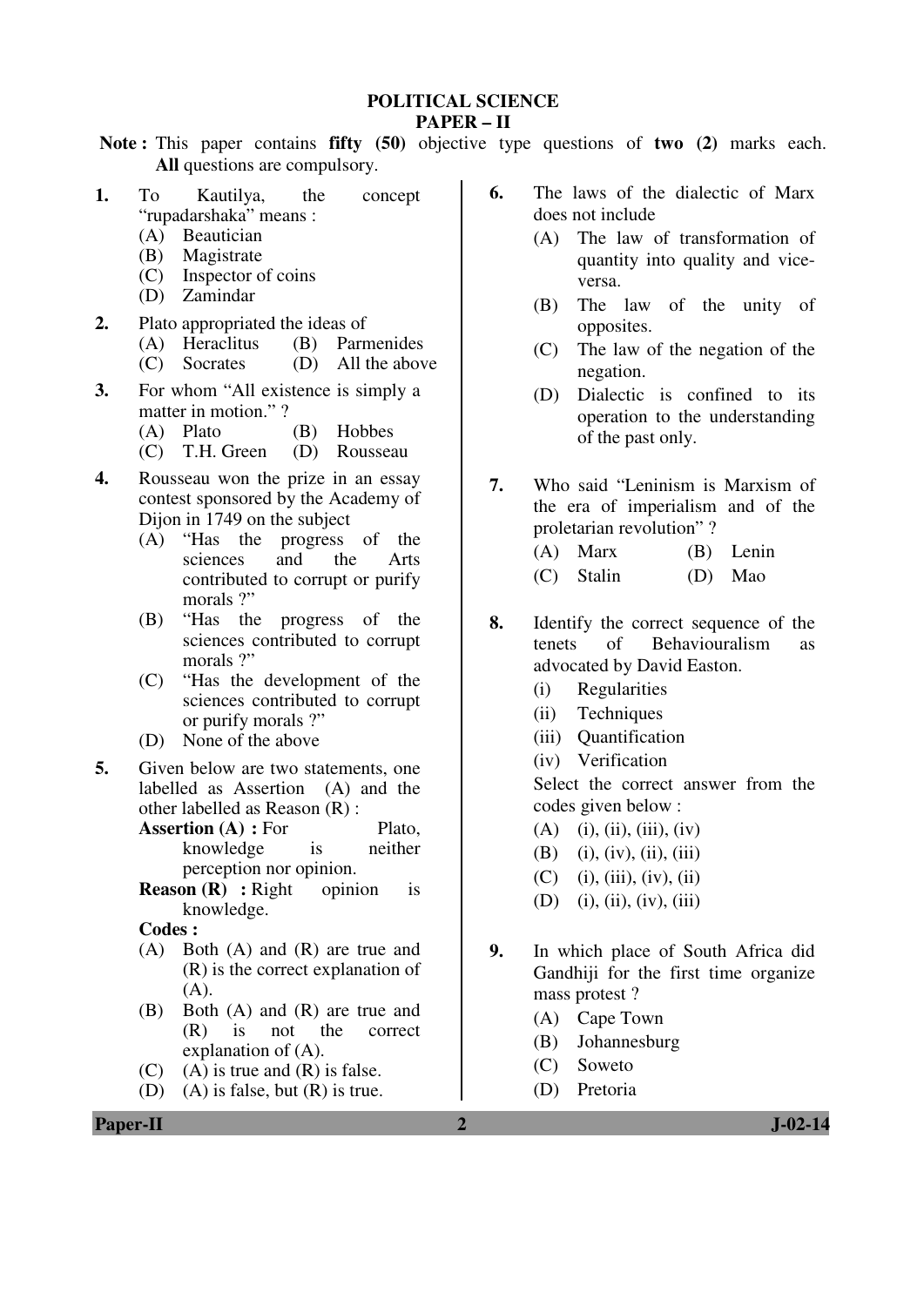# POLITICAL SCIENCE
## PAPER – II

**Note :** This paper contains **fifty (50)** objective type questions of **two (2)** marks each. **All** questions are compulsory.

**1.** To Kautilya, the concept "rupadarshaka" means :
- (A) Beautician
- (B) Magistrate
- (C) Inspector of coins
- (D) Zamindar

**2.** Plato appropriated the ideas of
- (A) Heraclitus
- (B) Parmenides
- (C) Socrates
- (D) All the above

**3.** For whom "All existence is simply a matter in motion." ?
- (A) Plato
- (B) Hobbes
- (C) T.H. Green
- (D) Rousseau

**4.** Rousseau won the prize in an essay contest sponsored by the Academy of Dijon in 1749 on the subject
- (A) "Has the progress of the sciences and the Arts contributed to corrupt or purify morals ?"
- (B) "Has the progress of the sciences contributed to corrupt morals ?"
- (C) "Has the development of the sciences contributed to corrupt or purify morals ?"
- (D) None of the above

**5.** Given below are two statements, one labelled as Assertion (A) and the other labelled as Reason (R) :

**Assertion (A) :** For Plato, knowledge is neither perception nor opinion.

**Reason (R) :** Right opinion is knowledge.

**Codes :**
- (A) Both (A) and (R) are true and (R) is the correct explanation of (A).
- (B) Both (A) and (R) are true and (R) is not the correct explanation of (A).
- (C) (A) is true and (R) is false.
- (D) (A) is false, but (R) is true.

**6.** The laws of the dialectic of Marx does not include
- (A) The law of transformation of quantity into quality and vice-versa.
- (B) The law of the unity of opposites.
- (C) The law of the negation of the negation.
- (D) Dialectic is confined to its operation to the understanding of the past only.

**7.** Who said "Leninism is Marxism of the era of imperialism and of the proletarian revolution" ?
- (A) Marx
- (B) Lenin
- (C) Stalin
- (D) Mao

**8.** Identify the correct sequence of the tenets of Behaviouralism as advocated by David Easton.
- (i) Regularities
- (ii) Techniques
- (iii) Quantification
- (iv) Verification

Select the correct answer from the codes given below :
- (A) (i), (ii), (iii), (iv)
- (B) (i), (iv), (ii), (iii)
- (C) (i), (iii), (iv), (ii)
- (D) (i), (ii), (iv), (iii)

**9.** In which place of South Africa did Gandhiji for the first time organize mass protest ?
- (A) Cape Town
- (B) Johannesburg
- (C) Soweto
- (D) Pretoria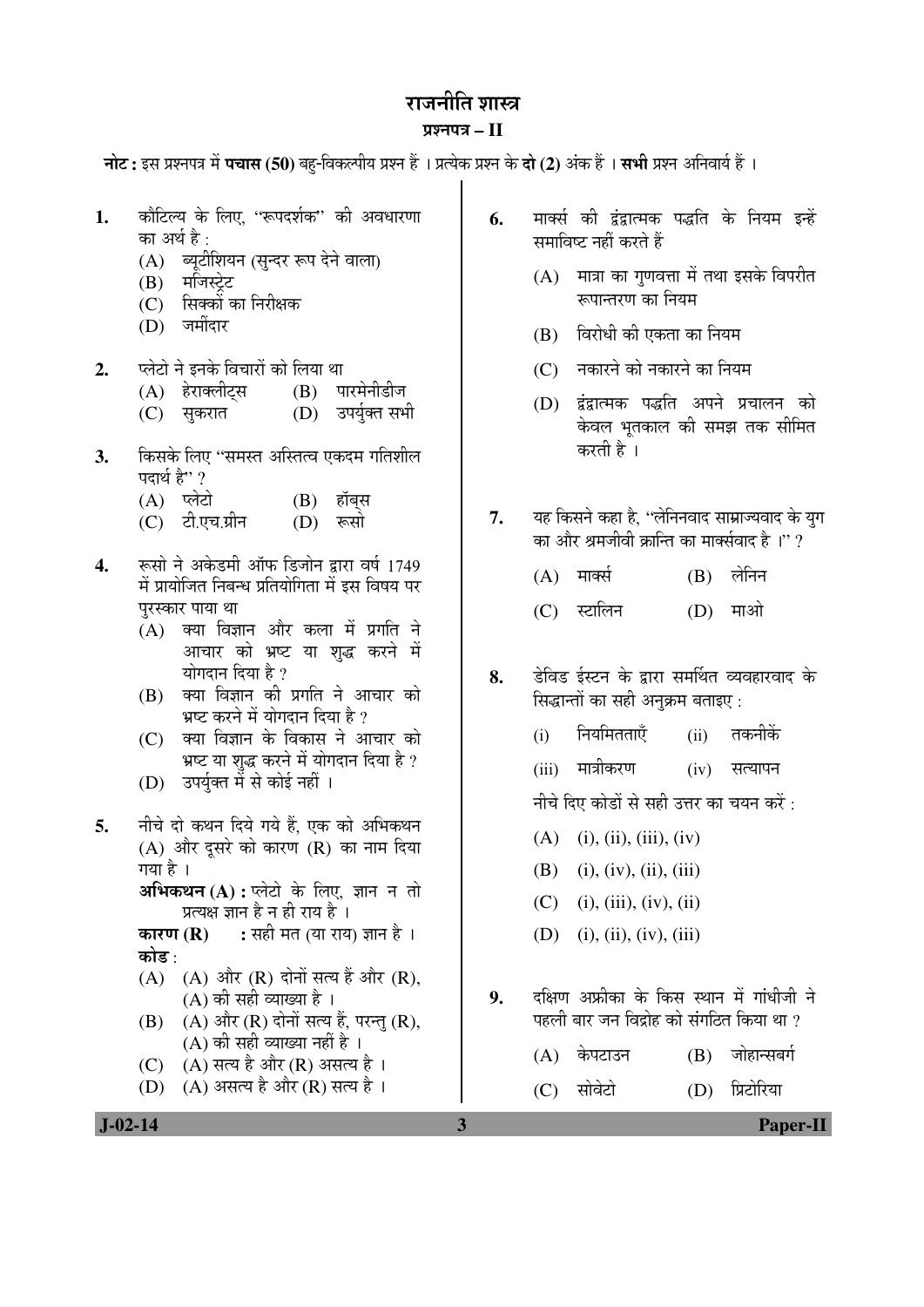# राजनीति शास्त्र

## प्रश्नपत्र – II

**नोट :** इस प्रश्नपत्र में **पचास (50)** बहु-विकल्पीय प्रश्न हैं । प्रत्येक प्रश्न के **दो (2)** अंक हैं । **सभी** प्रश्न अनिवार्य हैं ।

**1.** कौटिल्य के लिए, "रूपदर्शक" की अवधारणा का अर्थ है :

(A) ब्यूटीशियन (सुन्दर रूप देने वाला)
(B) मजिस्ट्रेट
(C) सिक्कों का निरीक्षक
(D) जमींदार

**2.** प्लेटो ने इनके विचारों को लिया था

(A) हेराक्लीट्स
(B) पारमेनीडीज
(C) सुकरात
(D) उपर्युक्त सभी

**3.** किसके लिए "समस्त अस्तित्व एकदम गतिशील पदार्थ है" ?

(A) प्लेटो
(B) हॉब्स
(C) टी.एच.ग्रीन
(D) रूसो

**4.** रूसो ने अकेडमी ऑफ डिजोन द्वारा वर्ष 1749 में प्रायोजित निबन्ध प्रतियोगिता में इस विषय पर पुरस्कार पाया था

(A) क्या विज्ञान और कला में प्रगति ने आचार को भ्रष्ट या शुद्ध करने में योगदान दिया है ?
(B) क्या विज्ञान की प्रगति ने आचार को भ्रष्ट करने में योगदान दिया है ?
(C) क्या विज्ञान के विकास ने आचार को भ्रष्ट या शुद्ध करने में योगदान दिया है ?
(D) उपर्युक्त में से कोई नहीं ।

**5.** नीचे दो कथन दिये गये हैं, एक को अभिकथन (A) और दूसरे को कारण (R) का नाम दिया गया है ।

**अभिकथन (A) :** प्लेटो के लिए, ज्ञान न तो प्रत्यक्ष ज्ञान है न ही राय है ।

**कारण (R) :** सही मत (या राय) ज्ञान है ।

**कोड :**

(A) (A) और (R) दोनों सत्य हैं और (R), (A) की सही व्याख्या है ।
(B) (A) और (R) दोनों सत्य हैं, परन्तु (R), (A) की सही व्याख्या नहीं है ।
(C) (A) सत्य है और (R) असत्य है ।
(D) (A) असत्य है और (R) सत्य है ।

**6.** मार्क्स की द्वंद्वात्मक पद्धति के नियम इन्हें समाविष्ट नहीं करते हैं

(A) मात्रा का गुणवत्ता में तथा इसके विपरीत रूपान्तरण का नियम
(B) विरोधी की एकता का नियम
(C) नकारने को नकारने का नियम
(D) द्वंद्वात्मक पद्धति अपने प्रचालन को केवल भूतकाल की समझ तक सीमित करती है ।

**7.** यह किसने कहा है, "लेनिनवाद साम्राज्यवाद के युग का और श्रमजीवी क्रान्ति का मार्क्सवाद है ।" ?

(A) मार्क्स
(B) लेनिन
(C) स्टालिन
(D) माओ

**8.** डेविड ईस्टन के द्वारा समर्थित व्यवहारवाद के सिद्धान्तों का सही अनुक्रम बताइए :

(i) नियमितताएँ
(ii) तकनीकें
(iii) मात्रीकरण
(iv) सत्यापन

नीचे दिए कोडों से सही उत्तर का चयन करें :

(A) (i), (ii), (iii), (iv)
(B) (i), (iv), (ii), (iii)
(C) (i), (iii), (iv), (ii)
(D) (i), (ii), (iv), (iii)

**9.** दक्षिण अफ्रीका के किस स्थान में गांधीजी ने पहली बार जन विद्रोह को संगठित किया था ?

(A) केपटाउन
(B) जोहान्सबर्ग
(C) सोवेटो
(D) प्रिटोरिया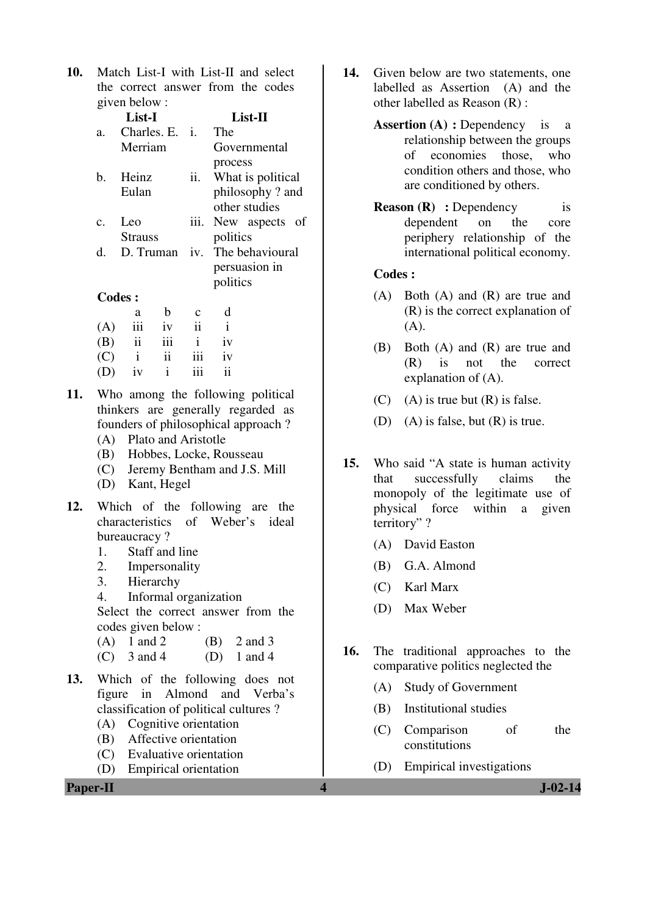**10.** Match List-I with List-II and select the correct answer from the codes given below :

| | List-I | | List-II |
|---|---|---|---|
| a. | Charles. E. Merriam | i. | The Governmental process |
| b. | Heinz Eulan | ii. | What is political philosophy ? and other studies |
| c. | Leo Strauss | iii. | New aspects of politics |
| d. | D. Truman | iv. | The behavioural persuasion in politics |

**Codes :**

| | a | b | c | d |
|---|---|---|---|---|
| (A) | iii | iv | ii | i |
| (B) | ii | iii | i | iv |
| (C) | i | ii | iii | iv |
| (D) | iv | i | iii | ii |

**11.** Who among the following political thinkers are generally regarded as founders of philosophical approach ?

(A) Plato and Aristotle
(B) Hobbes, Locke, Rousseau
(C) Jeremy Bentham and J.S. Mill
(D) Kant, Hegel

**12.** Which of the following are the characteristics of Weber's ideal bureaucracy ?

1. Staff and line
2. Impersonality
3. Hierarchy
4. Informal organization

Select the correct answer from the codes given below :

(A) 1 and 2 (B) 2 and 3
(C) 3 and 4 (D) 1 and 4

**13.** Which of the following does not figure in Almond and Verba's classification of political cultures ?

(A) Cognitive orientation
(B) Affective orientation
(C) Evaluative orientation
(D) Empirical orientation

**14.** Given below are two statements, one labelled as Assertion (A) and the other labelled as Reason (R) :

**Assertion (A) :** Dependency is a relationship between the groups of economies those, who condition others and those, who are conditioned by others.

**Reason (R) :** Dependency is dependent on the core periphery relationship of the international political economy.

**Codes :**

(A) Both (A) and (R) are true and (R) is the correct explanation of (A).
(B) Both (A) and (R) are true and (R) is not the correct explanation of (A).
(C) (A) is true but (R) is false.
(D) (A) is false, but (R) is true.

**15.** Who said "A state is human activity that successfully claims the monopoly of the legitimate use of physical force within a given territory" ?

(A) David Easton
(B) G.A. Almond
(C) Karl Marx
(D) Max Weber

**16.** The traditional approaches to the comparative politics neglected the

(A) Study of Government
(B) Institutional studies
(C) Comparison of the constitutions
(D) Empirical investigations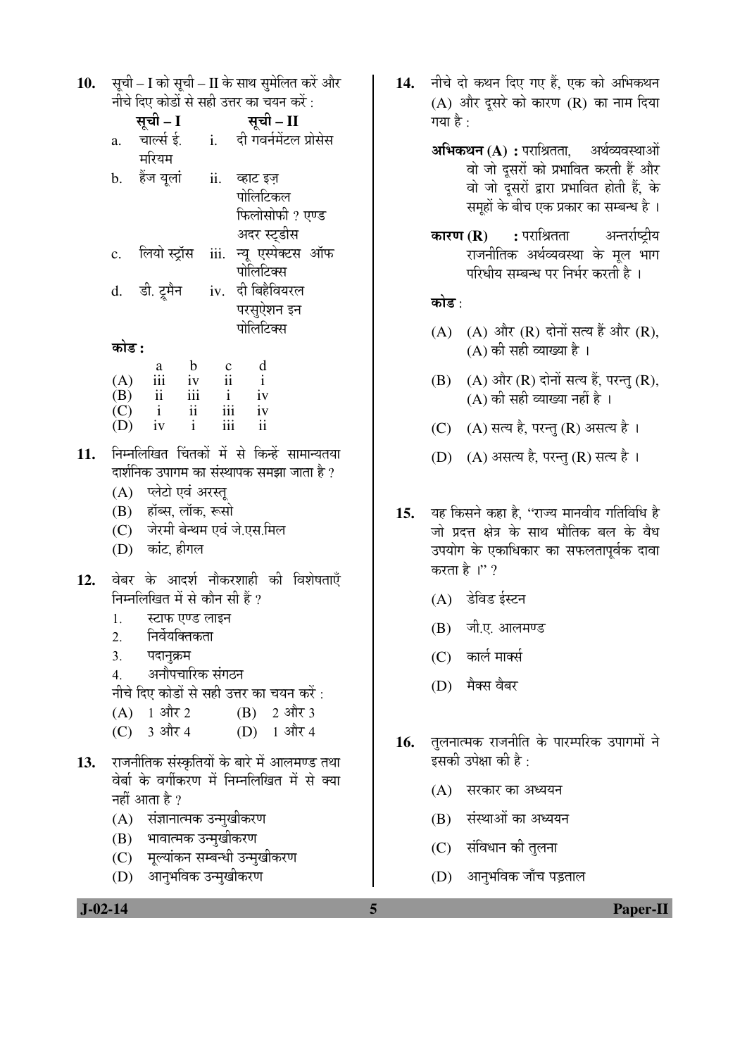10. सूची – I को सूची – II के साथ सुमेलित करें और नीचे दिए कोडों से सही उत्तर का चयन करें :

| | सूची – I | | सूची – II |
|---|---|---|---|
| a. | चार्ल्स ई. मरियम | i. | दी गवर्नमेंटल प्रोसेस |
| b. | हैंज यूलां | ii. | व्हाट इज़ पोलिटिकल फिलोसोफी ? एण्ड अदर स्ट्डीस |
| c. | लियो स्ट्रॉस | iii. | न्यू एस्पेक्ट्स ऑफ पोलिटिक्स |
| d. | डी. ट्रूमैन | iv. | दी बिहैवियरल परसुएशन इन पोलिटिक्स |

**कोड :**

| | a | b | c | d |
|---|---|---|---|---|
| (A) | iii | iv | ii | i |
| (B) | ii | iii | i | iv |
| (C) | i | ii | iii | iv |
| (D) | iv | i | iii | ii |

11. निम्नलिखित चिंतकों में से किन्हें सामान्यतया दार्शनिक उपागम का संस्थापक समझा जाता है ?
 (A) प्लेटो एवं अरस्तू
 (B) हॉब्स, लॉक, रूसो
 (C) जेरमी बेन्थम एवं जे.एस.मिल
 (D) कांट, हीगल

12. वेबर के आदर्श नौकरशाही की विशेषताएँ निम्नलिखित में से कौन सी हैं ?
 1. स्टाफ एण्ड लाइन
 2. निर्वेयक्तिकता
 3. पदानुक्रम
 4. अनौपचारिक संगठन

 नीचे दिए कोडों से सही उत्तर का चयन करें :
 (A) 1 और 2 (B) 2 और 3
 (C) 3 और 4 (D) 1 और 4

13. राजनीतिक संस्कृतियों के बारे में आलमण्ड तथा वेर्बा के वर्गीकरण में निम्नलिखित में से क्या नहीं आता है ?
 (A) संज्ञानात्मक उन्मुखीकरण
 (B) भावात्मक उन्मुखीकरण
 (C) मूल्यांकन सम्बन्धी उन्मुखीकरण
 (D) आनुभविक उन्मुखीकरण

14. नीचे दो कथन दिए गए हैं, एक को अभिकथन (A) और दूसरे को कारण (R) का नाम दिया गया है :

 **अभिकथन (A) :** पराश्रितता, अर्थव्यवस्थाओं वो जो दूसरों को प्रभावित करती हैं और वो जो दूसरों द्वारा प्रभावित होती हैं, के समूहों के बीच एक प्रकार का सम्बन्ध है ।

 **कारण (R) :** पराश्रितता अन्तर्राष्ट्रीय राजनीतिक अर्थव्यवस्था के मूल भाग परिधीय सम्बन्ध पर निर्भर करती है ।

 **कोड** :
 (A) (A) और (R) दोनों सत्य हैं और (R), (A) की सही व्याख्या है ।
 (B) (A) और (R) दोनों सत्य हैं, परन्तु (R), (A) की सही व्याख्या नहीं है ।
 (C) (A) सत्य है, परन्तु (R) असत्य है ।
 (D) (A) असत्य है, परन्तु (R) सत्य है ।

15. यह किसने कहा है, "राज्य मानवीय गतिविधि है जो प्रदत्त क्षेत्र के साथ भौतिक बल के वैध उपयोग के एकाधिकार का सफलतापूर्वक दावा करता है ।" ?
 (A) डेविड ईस्टन
 (B) जी.ए. आलमण्ड
 (C) कार्ल मार्क्स
 (D) मैक्स वैबर

16. तुलनात्मक राजनीति के पारम्परिक उपागमों ने इसकी उपेक्षा की है :
 (A) सरकार का अध्ययन
 (B) संस्थाओं का अध्ययन
 (C) संविधान की तुलना
 (D) आनुभविक जाँच पड़ताल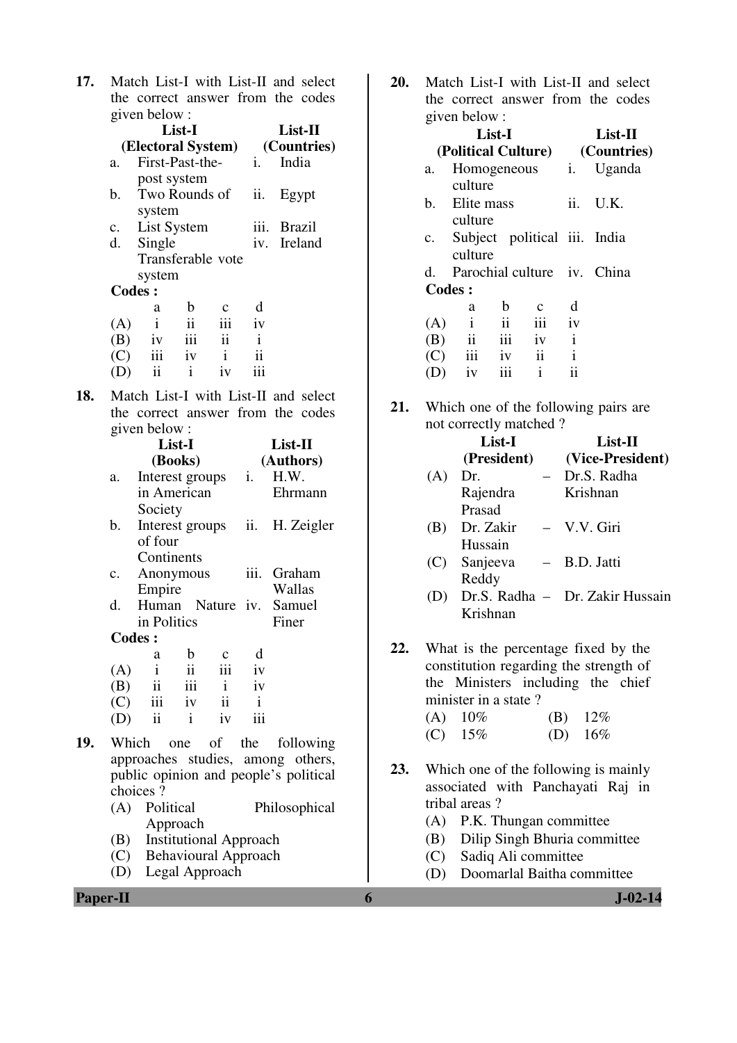**17.** Match List-I with List-II and select the correct answer from the codes given below :

| | List-I (Electoral System) | | List-II (Countries) |
|---|---|---|---|
| a. | First-Past-the-post system | i. | India |
| b. | Two Rounds of system | ii. | Egypt |
| c. | List System | iii. | Brazil |
| d. | Single Transferable vote system | iv. | Ireland |

**Codes :**

| | a | b | c | d |
|---|---|---|---|---|
| (A) | i | ii | iii | iv |
| (B) | iv | iii | ii | i |
| (C) | iii | iv | i | ii |
| (D) | ii | i | iv | iii |

**18.** Match List-I with List-II and select the correct answer from the codes given below :

| | List-I (Books) | | List-II (Authors) |
|---|---|---|---|
| a. | Interest groups in American Society | i. | H.W. Ehrmann |
| b. | Interest groups of four Continents | ii. | H. Zeigler |
| c. | Anonymous Empire | iii. | Graham Wallas |
| d. | Human Nature in Politics | iv. | Samuel Finer |

**Codes :**

| | a | b | c | d |
|---|---|---|---|---|
| (A) | i | ii | iii | iv |
| (B) | ii | iii | i | iv |
| (C) | iii | iv | ii | i |
| (D) | ii | i | iv | iii |

**19.** Which one of the following approaches studies, among others, public opinion and people's political choices ?

(A) Political Philosophical Approach
(B) Institutional Approach
(C) Behavioural Approach
(D) Legal Approach

**20.** Match List-I with List-II and select the correct answer from the codes given below :

| | List-I (Political Culture) | | List-II (Countries) |
|---|---|---|---|
| a. | Homogeneous culture | i. | Uganda |
| b. | Elite mass culture | ii. | U.K. |
| c. | Subject political culture | iii. | India |
| d. | Parochial culture | iv. | China |

**Codes :**

| | a | b | c | d |
|---|---|---|---|---|
| (A) | i | ii | iii | iv |
| (B) | ii | iii | iv | i |
| (C) | iii | iv | ii | i |
| (D) | iv | iii | i | ii |

**21.** Which one of the following pairs are not correctly matched ?

| | List-I (President) | | List-II (Vice-President) |
|---|---|---|---|
| (A) | Dr. Rajendra Prasad | – | Dr.S. Radha Krishnan |
| (B) | Dr. Zakir Hussain | – | V.V. Giri |
| (C) | Sanjeeva Reddy | – | B.D. Jatti |
| (D) | Dr.S. Radha Krishnan | – | Dr. Zakir Hussain |

**22.** What is the percentage fixed by the constitution regarding the strength of the Ministers including the chief minister in a state ?

(A) 10% (B) 12%
(C) 15% (D) 16%

**23.** Which one of the following is mainly associated with Panchayati Raj in tribal areas ?

(A) P.K. Thungan committee
(B) Dilip Singh Bhuria committee
(C) Sadiq Ali committee
(D) Doomarlal Baitha committee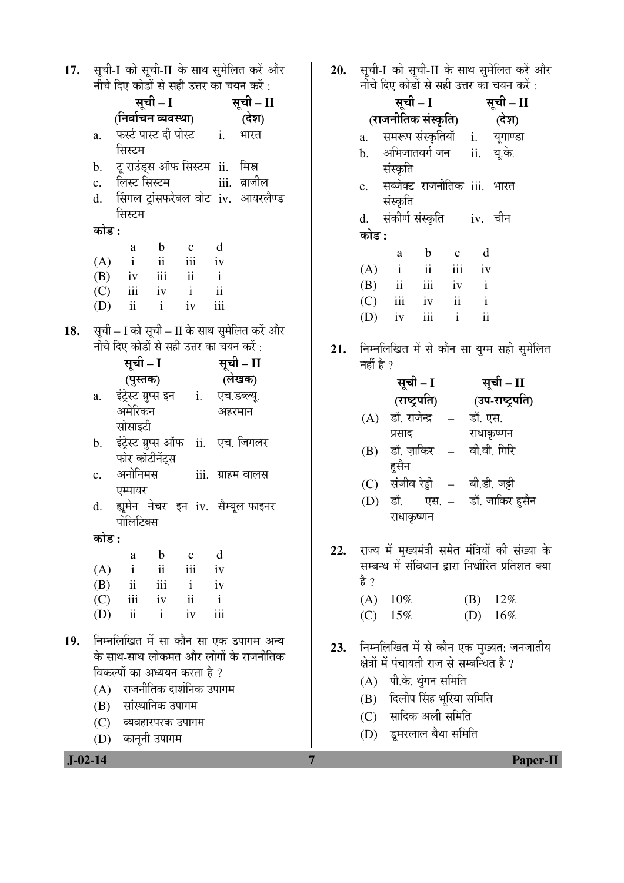17. सूची-I को सूची-II के साथ सुमेलित करें और नीचे दिए कोडों से सही उत्तर का चयन करें :

| | सूची – I (निर्वाचन व्यवस्था) | | सूची – II (देश) |
|---|---|---|---|
| a. | फर्स्ट पास्ट दी पोस्ट सिस्टम | i. | भारत |
| b. | टू राउंड्स ऑफ सिस्टम | ii. | मिस्र |
| c. | लिस्ट सिस्टम | iii. | ब्राजील |
| d. | सिंगल ट्रांसफरेबल वोट सिस्टम | iv. | आयरलैण्ड |

**कोड :**

| | a | b | c | d |
|---|---|---|---|---|
| (A) | i | ii | iii | iv |
| (B) | iv | iii | ii | i |
| (C) | iii | iv | i | ii |
| (D) | ii | i | iv | iii |

18. सूची – I को सूची – II के साथ सुमेलित करें और नीचे दिए कोडों से सही उत्तर का चयन करें :

| | सूची – I (पुस्तक) | | सूची – II (लेखक) |
|---|---|---|---|
| a. | इंट्रेस्ट ग्रुप्स इन अमेरिकन सोसाइटी | i. | एच.डब्ल्यू. अहरमान |
| b. | इंट्रेस्ट ग्रुप्स ऑफ फोर कॉटीनेंट्स | ii. | एच. जिगलर |
| c. | अनोनिमस एम्पायर | iii. | ग्राहम वालस |
| d. | ह्यूमेन नेचर इन पोलिटिक्स | iv. | सैम्यूल फाइनर |

**कोड :**

| | a | b | c | d |
|---|---|---|---|---|
| (A) | i | ii | iii | iv |
| (B) | ii | iii | i | iv |
| (C) | iii | iv | ii | i |
| (D) | ii | i | iv | iii |

19. निम्नलिखित में सा कौन सा एक उपागम अन्य के साथ-साथ लोकमत और लोगों के राजनीतिक विकल्पों का अध्ययन करता है ?
   (A) राजनीतिक दार्शनिक उपागम
   (B) सांस्थानिक उपागम
   (C) व्यवहारपरक उपागम
   (D) कानूनी उपागम

20. सूची-I को सूची-II के साथ सुमेलित करें और नीचे दिए कोडों से सही उत्तर का चयन करें :

| | सूची – I (राजनीतिक संस्कृति) | | सूची – II (देश) |
|---|---|---|---|
| a. | समरूप संस्कृतियाँ | i. | यूगाण्डा |
| b. | अभिजातवर्ग जन संस्कृति | ii. | यू.के. |
| c. | सब्जेक्ट राजनीतिक संस्कृति | iii. | भारत |
| d. | संकीर्ण संस्कृति | iv. | चीन |

**कोड :**

| | a | b | c | d |
|---|---|---|---|---|
| (A) | i | ii | iii | iv |
| (B) | ii | iii | iv | i |
| (C) | iii | iv | ii | i |
| (D) | iv | iii | i | ii |

21. निम्नलिखित में से कौन सा युग्म सही सुमेलित नहीं है ?

| | सूची – I (राष्ट्रपति) | | सूची – II (उप-राष्ट्रपति) |
|---|---|---|---|
| (A) | डॉ. राजेन्द्र प्रसाद | – | डॉ. एस. राधाकृष्णन |
| (B) | डॉ. ज़ाकिर हुसैन | – | वी.वी. गिरि |
| (C) | संजीव रेड्डी | – | बी.डी. जट्टी |
| (D) | डॉ. एस. राधाकृष्णन | – | डॉ. जाकिर हुसैन |

22. राज्य में मुख्यमंत्री समेत मंत्रियों की संख्या के सम्बन्ध में संविधान द्वारा निर्धारित प्रतिशत क्या है ?
   (A) 10%
   (B) 12%
   (C) 15%
   (D) 16%

23. निम्नलिखित में से कौन एक मुख्यत: जनजातीय क्षेत्रों में पंचायती राज से सम्बन्धित है ?
   (A) पी.के. थुंगन समिति
   (B) दिलीप सिंह भूरिया समिति
   (C) सादिक अली समिति
   (D) डूमरलाल बैथा समिति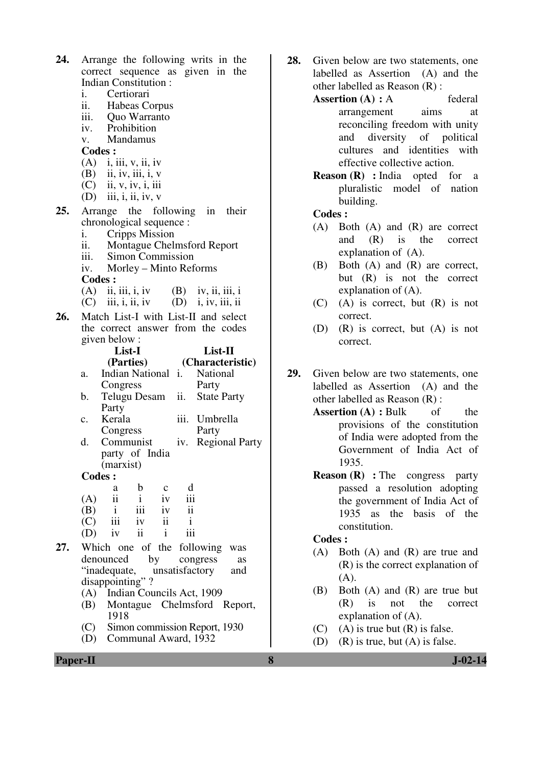**24.** Arrange the following writs in the correct sequence as given in the Indian Constitution :

i. Certiorari
ii. Habeas Corpus
iii. Quo Warranto
iv. Prohibition
v. Mandamus

**Codes :**

(A) i, iii, v, ii, iv
(B) ii, iv, iii, i, v
(C) ii, v, iv, i, iii
(D) iii, i, ii, iv, v

**25.** Arrange the following in their chronological sequence :

i. Cripps Mission
ii. Montague Chelmsford Report
iii. Simon Commission
iv. Morley – Minto Reforms

**Codes :**

(A) ii, iii, i, iv
(B) iv, ii, iii, i
(C) iii, i, ii, iv
(D) i, iv, iii, ii

**26.** Match List-I with List-II and select the correct answer from the codes given below :

| | List-I (Parties) | | List-II (Characteristic) |
|---|---|---|---|
| a. | Indian National Congress | i. | National Party |
| b. | Telugu Desam Party | ii. | State Party |
| c. | Kerala Congress | iii. | Umbrella Party |
| d. | Communist party of India (marxist) | iv. | Regional Party |

**Codes :**

| | a | b | c | d |
|---|---|---|---|---|
| (A) | ii | i | iv | iii |
| (B) | i | iii | iv | ii |
| (C) | iii | iv | ii | i |
| (D) | iv | ii | i | iii |

**27.** Which one of the following was denounced by congress as "inadequate, unsatisfactory and disappointing" ?

(A) Indian Councils Act, 1909
(B) Montague Chelmsford Report, 1918
(C) Simon commission Report, 1930
(D) Communal Award, 1932

**28.** Given below are two statements, one labelled as Assertion (A) and the other labelled as Reason (R) :

**Assertion (A) :** A federal arrangement aims at reconciling freedom with unity and diversity of political cultures and identities with effective collective action.

**Reason (R) :** India opted for a pluralistic model of nation building.

**Codes :**

(A) Both (A) and (R) are correct and (R) is the correct explanation of (A).
(B) Both (A) and (R) are correct, but (R) is not the correct explanation of (A).
(C) (A) is correct, but (R) is not correct.
(D) (R) is correct, but (A) is not correct.

**29.** Given below are two statements, one labelled as Assertion (A) and the other labelled as Reason (R) :

**Assertion (A) :** Bulk of the provisions of the constitution of India were adopted from the Government of India Act of 1935.

**Reason (R) :** The congress party passed a resolution adopting the government of India Act of 1935 as the basis of the constitution.

**Codes :**

(A) Both (A) and (R) are true and (R) is the correct explanation of (A).
(B) Both (A) and (R) are true but (R) is not the correct explanation of (A).
(C) (A) is true but (R) is false.
(D) (R) is true, but (A) is false.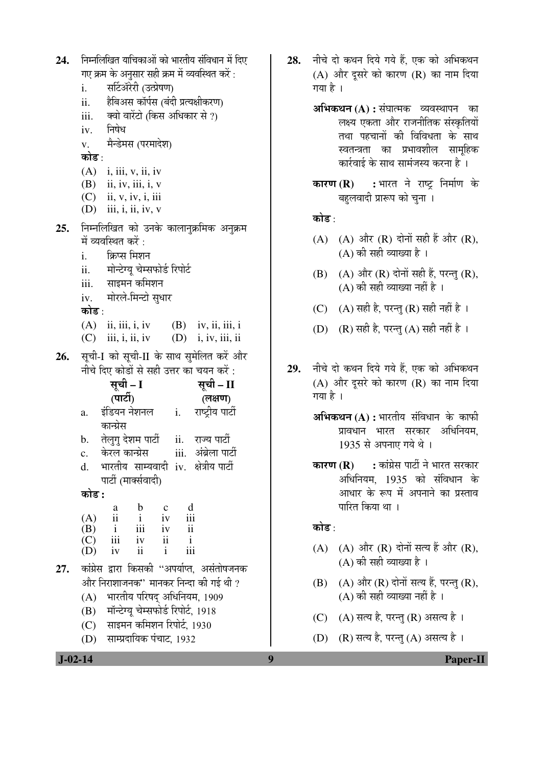24. निम्नलिखित याचिकाओं को भारतीय संविधान में दिए गए क्रम के अनुसार सही क्रम में व्यवस्थित करें :

   i. सर्टिऑरेरी (उत्प्रेषण)
   ii. हैबिअस कॉर्पस (बंदी प्रत्यक्षीकरण)
   iii. क्वो वारेंटो (किस अधिकार से ?)
   iv. निषेध
   v. मैन्डेमस (परमादेश)

   **कोड** :
   (A) i, iii, v, ii, iv
   (B) ii, iv, iii, i, v
   (C) ii, v, iv, i, iii
   (D) iii, i, ii, iv, v

25. निम्नलिखित को उनके कालानुक्रमिक अनुक्रम में व्यवस्थित करें :

   i. क्रिप्स मिशन
   ii. मोन्टेग्यू चेम्सफोर्ड रिपोर्ट
   iii. साइमन कमिशन
   iv. मोरले-मिन्टो सुधार

   **कोड** :
   (A) ii, iii, i, iv
   (B) iv, ii, iii, i
   (C) iii, i, ii, iv
   (D) i, iv, iii, ii

26. सूची-I को सूची-II के साथ सुमेलित करें और नीचे दिए कोडों से सही उत्तर का चयन करें :

| | सूची – I (पार्टी) | | सूची – II (लक्षण) |
|---|---|---|---|
| a. | इंडियन नेशनल कान्ग्रेस | i. | राष्ट्रीय पार्टी |
| b. | तेलुगु देशम पार्टी | ii. | राज्य पार्टी |
| c. | केरल कान्ग्रेस | iii. | अंब्रेला पार्टी |
| d. | भारतीय साम्यवादी पार्टी (मार्क्सवादी) | iv. | क्षेत्रीय पार्टी |

   **कोड :**

| | a | b | c | d |
|---|---|---|---|---|
| (A) | ii | i | iv | iii |
| (B) | i | iii | iv | ii |
| (C) | iii | iv | ii | i |
| (D) | iv | ii | i | iii |

27. कांग्रेस द्वारा किसकी "अपर्याप्त, असंतोषजनक और निराशाजनक" मानकर निन्दा की गई थी ?

   (A) भारतीय परिषद् अधिनियम, 1909
   (B) मॉन्टेग्यू चेम्सफोर्ड रिपोर्ट, 1918
   (C) साइमन कमिशन रिपोर्ट, 1930
   (D) साम्प्रदायिक पंचाट, 1932

28. नीचे दो कथन दिये गये हैं, एक को अभिकथन (A) और दूसरे को कारण (R) का नाम दिया गया है ।

   **अभिकथन (A) :** संघात्मक व्यवस्थापन का लक्ष्य एकता और राजनीतिक संस्कृतियों तथा पहचानों की विविधता के साथ स्वतन्त्रता का प्रभावशील सामूहिक कार्रवाई के साथ सामंजस्य करना है ।

   **कारण (R) :** भारत ने राष्ट्र निर्माण के बहुलवादी प्रारूप को चुना ।

   **कोड** :
   (A) (A) और (R) दोनों सही हैं और (R), (A) की सही व्याख्या है ।
   (B) (A) और (R) दोनों सही हैं, परन्तु (R), (A) की सही व्याख्या नहीं है ।
   (C) (A) सही है, परन्तु (R) सही नहीं है ।
   (D) (R) सही है, परन्तु (A) सही नहीं है ।

29. नीचे दो कथन दिये गये हैं, एक को अभिकथन (A) और दूसरे को कारण (R) का नाम दिया गया है ।

   **अभिकथन (A) :** भारतीय संविधान के काफी प्रावधान भारत सरकार अधिनियम, 1935 से अपनाए गये थे ।

   **कारण (R) :** कांग्रेस पार्टी ने भारत सरकार अधिनियम, 1935 को संविधान के आधार के रूप में अपनाने का प्रस्ताव पारित किया था ।

   **कोड** :
   (A) (A) और (R) दोनों सत्य हैं और (R), (A) की सही व्याख्या है ।
   (B) (A) और (R) दोनों सत्य हैं, परन्तु (R), (A) की सही व्याख्या नहीं है ।
   (C) (A) सत्य है, परन्तु (R) असत्य है ।
   (D) (R) सत्य है, परन्तु (A) असत्य है ।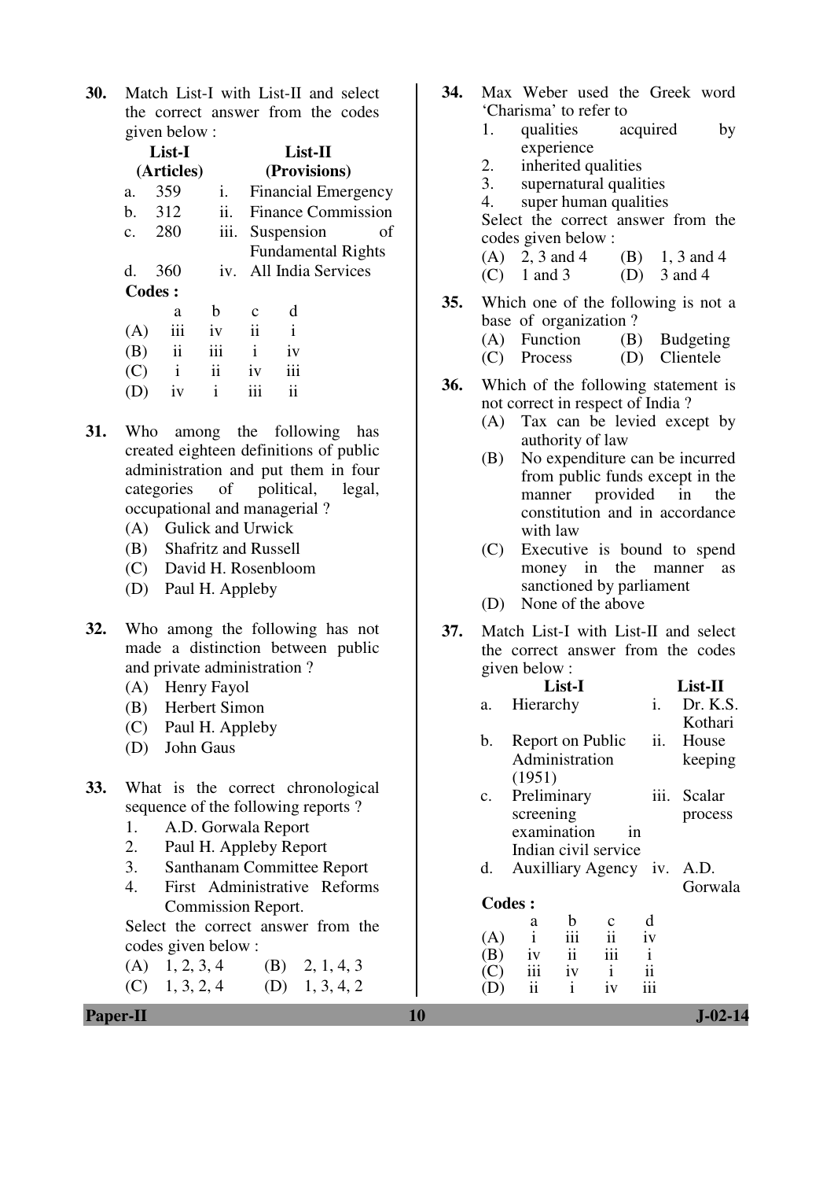**30.** Match List-I with List-II and select the correct answer from the codes given below :

| | List-I (Articles) | | List-II (Provisions) |
|---|---|---|---|
| a. | 359 | i. | Financial Emergency |
| b. | 312 | ii. | Finance Commission |
| c. | 280 | iii. | Suspension of Fundamental Rights |
| d. | 360 | iv. | All India Services |

**Codes :**

| | a | b | c | d |
|---|---|---|---|---|
| (A) | iii | iv | ii | i |
| (B) | ii | iii | i | iv |
| (C) | i | ii | iv | iii |
| (D) | iv | i | iii | ii |

**31.** Who among the following has created eighteen definitions of public administration and put them in four categories of political, legal, occupational and managerial ?

(A) Gulick and Urwick
(B) Shafritz and Russell
(C) David H. Rosenbloom
(D) Paul H. Appleby

**32.** Who among the following has not made a distinction between public and private administration ?

(A) Henry Fayol
(B) Herbert Simon
(C) Paul H. Appleby
(D) John Gaus

**33.** What is the correct chronological sequence of the following reports ?

1. A.D. Gorwala Report
2. Paul H. Appleby Report
3. Santhanam Committee Report
4. First Administrative Reforms Commission Report.

Select the correct answer from the codes given below :

(A) 1, 2, 3, 4 (B) 2, 1, 4, 3
(C) 1, 3, 2, 4 (D) 1, 3, 4, 2

**34.** Max Weber used the Greek word 'Charisma' to refer to

1. qualities acquired by experience
2. inherited qualities
3. supernatural qualities
4. super human qualities

Select the correct answer from the codes given below :

(A) 2, 3 and 4 (B) 1, 3 and 4
(C) 1 and 3 (D) 3 and 4

**35.** Which one of the following is not a base of organization ?

(A) Function (B) Budgeting
(C) Process (D) Clientele

**36.** Which of the following statement is not correct in respect of India ?

(A) Tax can be levied except by authority of law
(B) No expenditure can be incurred from public funds except in the manner provided in the constitution and in accordance with law
(C) Executive is bound to spend money in the manner as sanctioned by parliament
(D) None of the above

**37.** Match List-I with List-II and select the correct answer from the codes given below :

| | List-I | | List-II |
|---|---|---|---|
| a. | Hierarchy | i. | Dr. K.S. Kothari |
| b. | Report on Public Administration (1951) | ii. | House keeping |
| c. | Preliminary screening examination in Indian civil service | iii. | Scalar process |
| d. | Auxilliary Agency | iv. | A.D. Gorwala |

**Codes :**

| | a | b | c | d |
|---|---|---|---|---|
| (A) | i | iii | ii | iv |
| (B) | iv | ii | iii | i |
| (C) | iii | iv | i | ii |
| (D) | ii | i | iv | iii |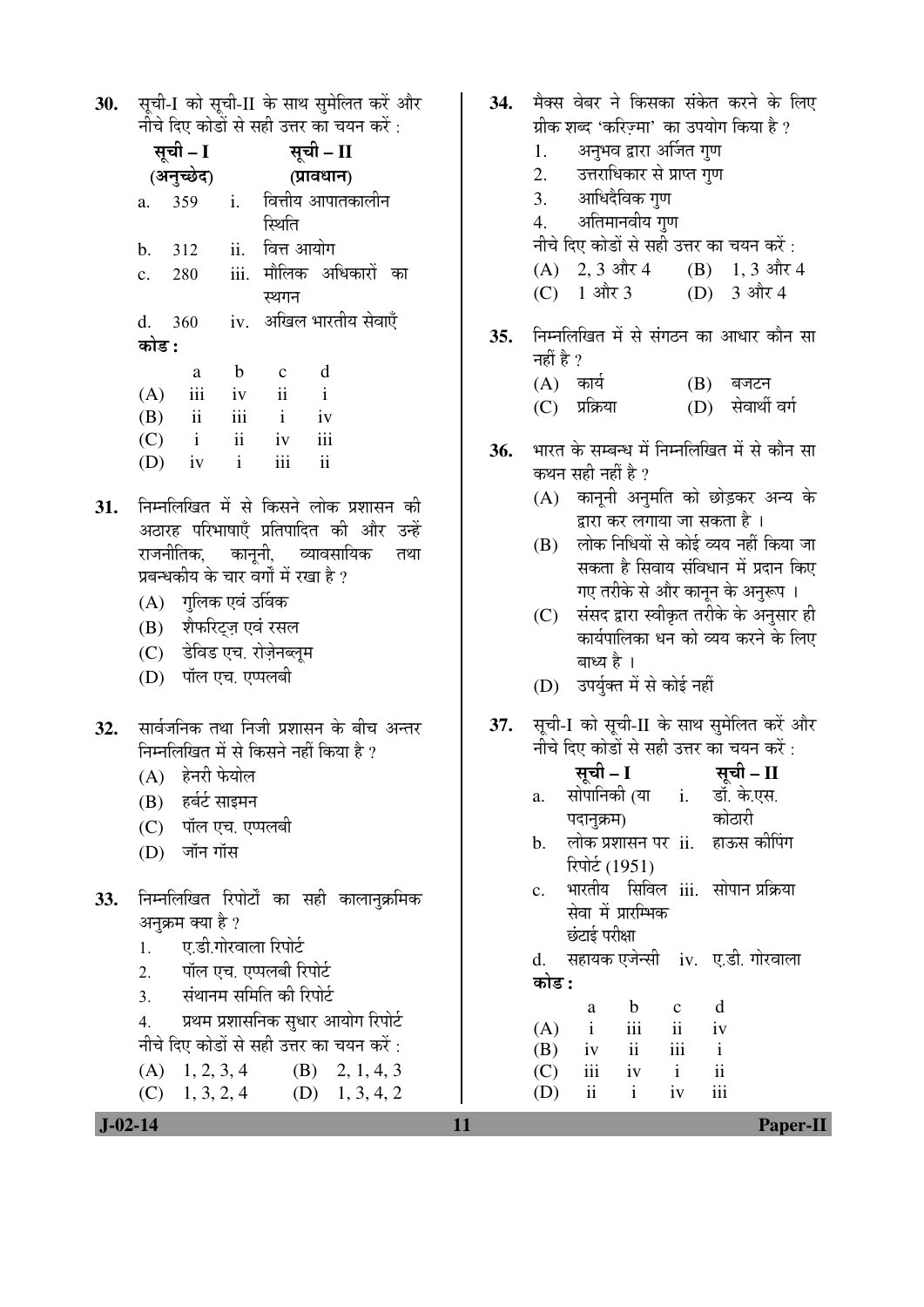30. सूची-I को सूची-II के साथ सुमेलित करें और नीचे दिए कोडों से सही उत्तर का चयन करें :

| सूची – I (अनुच्छेद) | सूची – II (प्रावधान) |
|---|---|
| a. 359 | i. वित्तीय आपातकालीन स्थिति |
| b. 312 | ii. वित्त आयोग |
| c. 280 | iii. मौलिक अधिकारों का स्थगन |
| d. 360 | iv. अखिल भारतीय सेवाएँ |

**कोड :**

| | a | b | c | d |
|---|---|---|---|---|
| (A) | iii | iv | ii | i |
| (B) | ii | iii | i | iv |
| (C) | i | ii | iv | iii |
| (D) | iv | i | iii | ii |

31. निम्नलिखित में से किसने लोक प्रशासन की अठारह परिभाषाएँ प्रतिपादित की और उन्हें राजनीतिक, कानूनी, व्यावसायिक तथा प्रबन्धकीय के चार वर्गों में रखा है ?
   (A) गुलिक एवं उर्विक
   (B) शैफरिट्ज़ एवं रसल
   (C) डेविड एच. रोज़ेनब्लूम
   (D) पॉल एच. एप्पलबी

32. सार्वजनिक तथा निजी प्रशासन के बीच अन्तर निम्नलिखित में से किसने नहीं किया है ?
   (A) हेनरी फेयोल
   (B) हर्बर्ट साइमन
   (C) पॉल एच. एप्पलबी
   (D) जॉन गॉस

33. निम्नलिखित रिपोर्टों का सही कालानुक्रमिक अनुक्रम क्या है ?
   1. ए.डी.गोरवाला रिपोर्ट
   2. पॉल एच. एप्पलबी रिपोर्ट
   3. संथानम समिति की रिपोर्ट
   4. प्रथम प्रशासनिक सुधार आयोग रिपोर्ट

   नीचे दिए कोडों से सही उत्तर का चयन करें :
   (A) 1, 2, 3, 4
   (B) 2, 1, 4, 3
   (C) 1, 3, 2, 4
   (D) 1, 3, 4, 2

34. मैक्स वेबर ने किसका संकेत करने के लिए ग्रीक शब्द 'करिज़्मा' का उपयोग किया है ?
   1. अनुभव द्वारा अर्जित गुण
   2. उत्तराधिकार से प्राप्त गुण
   3. आधिदैविक गुण
   4. अतिमानवीय गुण

   नीचे दिए कोडों से सही उत्तर का चयन करें :
   (A) 2, 3 और 4
   (B) 1, 3 और 4
   (C) 1 और 3
   (D) 3 और 4

35. निम्नलिखित में से संगठन का आधार कौन सा नहीं है ?
   (A) कार्य
   (B) बजटन
   (C) प्रक्रिया
   (D) सेवार्थी वर्ग

36. भारत के सम्बन्ध में निम्नलिखित में से कौन सा कथन सही नहीं है ?
   (A) कानूनी अनुमति को छोड़कर अन्य के द्वारा कर लगाया जा सकता है ।
   (B) लोक निधियों से कोई व्यय नहीं किया जा सकता है सिवाय संविधान में प्रदान किए गए तरीके से और कानून के अनुरूप ।
   (C) संसद द्वारा स्वीकृत तरीके के अनुसार ही कार्यपालिका धन को व्यय करने के लिए बाध्य है ।
   (D) उपर्युक्त में से कोई नहीं

37. सूची-I को सूची-II के साथ सुमेलित करें और नीचे दिए कोडों से सही उत्तर का चयन करें :

| सूची – I | सूची – II |
|---|---|
| a. सोपानिकी (या पदानुक्रम) | i. डॉ. के.एस. कोठारी |
| b. लोक प्रशासन पर रिपोर्ट (1951) | ii. हाऊस कीपिंग |
| c. भारतीय सिविल सेवा में प्रारम्भिक छंटाई परीक्षा | iii. सोपान प्रक्रिया |
| d. सहायक एजेन्सी | iv. ए.डी. गोरवाला |

**कोड :**

| | a | b | c | d |
|---|---|---|---|---|
| (A) | i | iii | ii | iv |
| (B) | iv | ii | iii | i |
| (C) | iii | iv | i | ii |
| (D) | ii | i | iv | iii |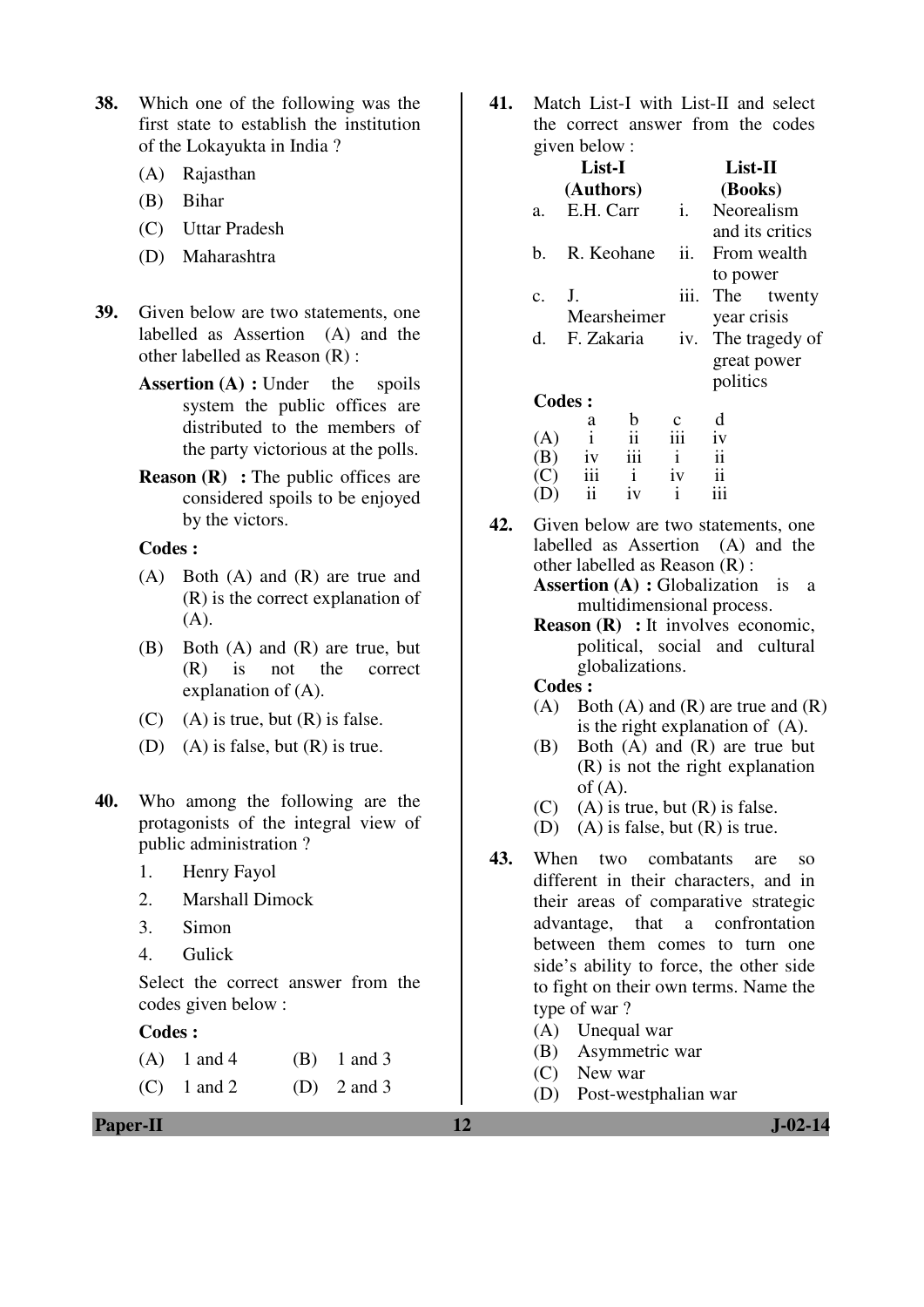**38.** Which one of the following was the first state to establish the institution of the Lokayukta in India ?

(A) Rajasthan

(B) Bihar

(C) Uttar Pradesh

(D) Maharashtra

**39.** Given below are two statements, one labelled as Assertion (A) and the other labelled as Reason (R) :

**Assertion (A) :** Under the spoils system the public offices are distributed to the members of the party victorious at the polls.

**Reason (R) :** The public offices are considered spoils to be enjoyed by the victors.

**Codes :**

(A) Both (A) and (R) are true and (R) is the correct explanation of (A).

(B) Both (A) and (R) are true, but (R) is not the correct explanation of (A).

(C) (A) is true, but (R) is false.

(D) (A) is false, but (R) is true.

**40.** Who among the following are the protagonists of the integral view of public administration ?

1. Henry Fayol
2. Marshall Dimock
3. Simon
4. Gulick

Select the correct answer from the codes given below :

**Codes :**

(A) 1 and 4 (B) 1 and 3

(C) 1 and 2 (D) 2 and 3

**41.** Match List-I with List-II and select the correct answer from the codes given below :

| | List-I (Authors) | | List-II (Books) |
|---|---|---|---|
| a. | E.H. Carr | i. | Neorealism and its critics |
| b. | R. Keohane | ii. | From wealth to power |
| c. | J. Mearsheimer | iii. | The twenty year crisis |
| d. | F. Zakaria | iv. | The tragedy of great power politics |

**Codes :**

| | a | b | c | d |
|---|---|---|---|---|
| (A) | i | ii | iii | iv |
| (B) | iv | iii | i | ii |
| (C) | iii | i | iv | ii |
| (D) | ii | iv | i | iii |

**42.** Given below are two statements, one labelled as Assertion (A) and the other labelled as Reason (R) :

**Assertion (A) :** Globalization is a multidimensional process.

**Reason (R) :** It involves economic, political, social and cultural globalizations.

**Codes :**

(A) Both (A) and (R) are true and (R) is the right explanation of (A).

(B) Both (A) and (R) are true but (R) is not the right explanation of (A).

(C) (A) is true, but (R) is false.

(D) (A) is false, but (R) is true.

**43.** When two combatants are so different in their characters, and in their areas of comparative strategic advantage, that a confrontation between them comes to turn one side's ability to force, the other side to fight on their own terms. Name the type of war ?

(A) Unequal war

(B) Asymmetric war

(C) New war

(D) Post-westphalian war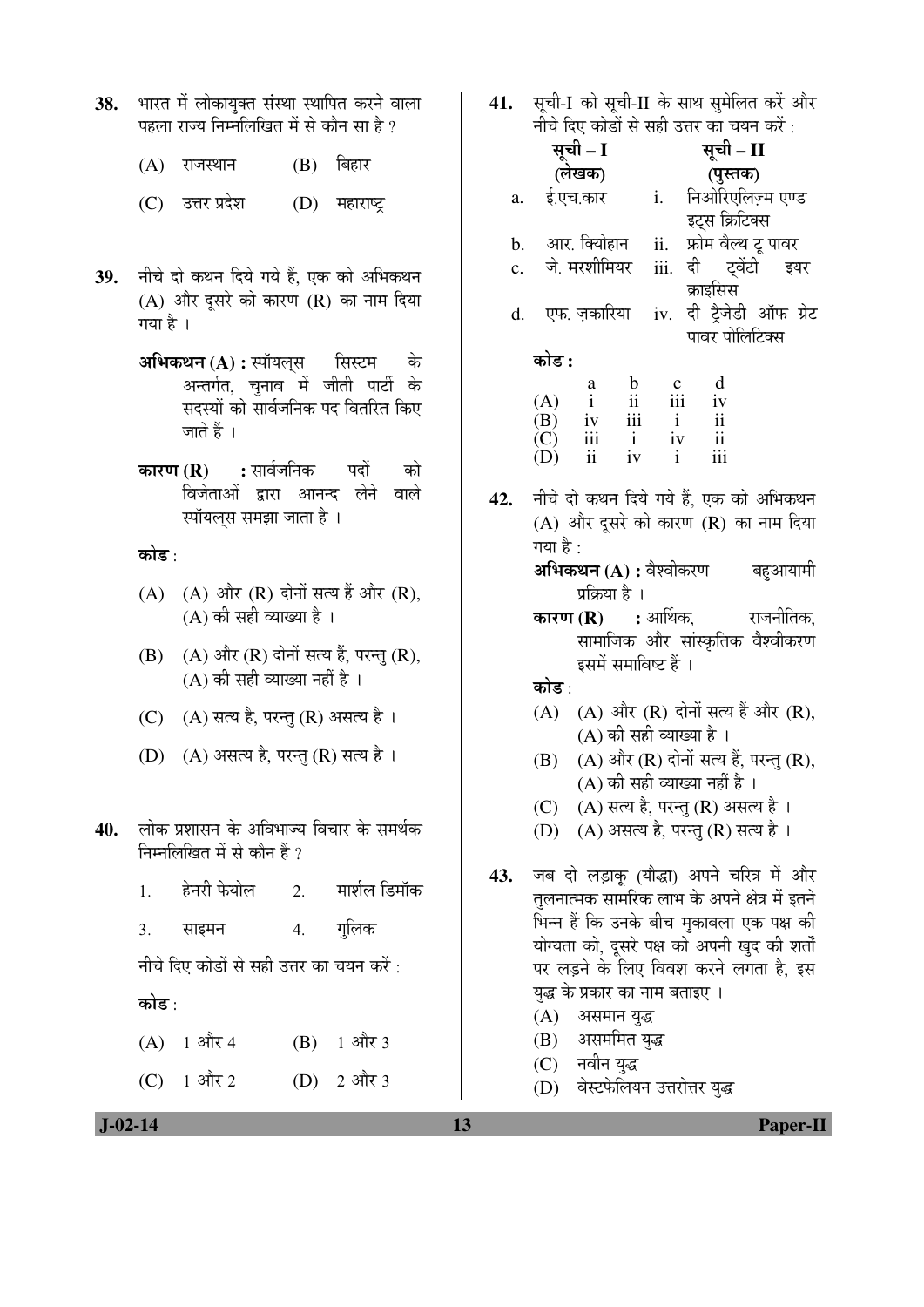**38.** भारत में लोकायुक्त संस्था स्थापित करने वाला पहला राज्य निम्नलिखित में से कौन सा है ?

(A) राजस्थान (B) बिहार

(C) उत्तर प्रदेश (D) महाराष्ट्र

**39.** नीचे दो कथन दिये गये हैं, एक को अभिकथन (A) और दूसरे को कारण (R) का नाम दिया गया है ।

**अभिकथन (A) :** स्पॉयल्स सिस्टम के अन्तर्गत, चुनाव में जीती पार्टी के सदस्यों को सार्वजनिक पद वितरित किए जाते हैं ।

**कारण (R) :** सार्वजनिक पदों को विजेताओं द्वारा आनन्द लेने वाले स्पॉयल्स समझा जाता है ।

**कोड** :

(A) (A) और (R) दोनों सत्य हैं और (R), (A) की सही व्याख्या है ।

(B) (A) और (R) दोनों सत्य हैं, परन्तु (R), (A) की सही व्याख्या नहीं है ।

(C) (A) सत्य है, परन्तु (R) असत्य है ।

(D) (A) असत्य है, परन्तु (R) सत्य है ।

**40.** लोक प्रशासन के अविभाज्य विचार के समर्थक निम्नलिखित में से कौन हैं ?

1. हेनरी फेयोल 2. मार्शल डिमॉक

3. साइमन 4. गुलिक

नीचे दिए कोडों से सही उत्तर का चयन करें :

**कोड** :

(A) 1 और 4 (B) 1 और 3

(C) 1 और 2 (D) 2 और 3

**41.** सूची-I को सूची-II के साथ सुमेलित करें और नीचे दिए कोडों से सही उत्तर का चयन करें :

| | सूची – I (लेखक) | | सूची – II (पुस्तक) |
|---|---|---|---|
| a. | ई.एच.कार | i. | निओरिएलिज़्म एण्ड इट्स क्रिटिक्स |
| b. | आर. क्योहान | ii. | फ्रोम वैल्थ टू पावर |
| c. | जे. मरशीमियर | iii. | दी ट्वेंटी इयर क्राइसिस |
| d. | एफ. ज़कारिया | iv. | दी ट्रैजेडी ऑफ ग्रेट पावर पोलिटिक्स |

**कोड :**

| | a | b | c | d |
|---|---|---|---|---|
| (A) | i | ii | iii | iv |
| (B) | iv | iii | i | ii |
| (C) | iii | i | iv | ii |
| (D) | ii | iv | i | iii |

**42.** नीचे दो कथन दिये गये हैं, एक को अभिकथन (A) और दूसरे को कारण (R) का नाम दिया गया है :

**अभिकथन (A) :** वैश्वीकरण बहुआयामी प्रक्रिया है ।

**कारण (R) :** आर्थिक, राजनीतिक, सामाजिक और सांस्कृतिक वैश्वीकरण इसमें समाविष्ट हैं ।

**कोड** :

(A) (A) और (R) दोनों सत्य हैं और (R), (A) की सही व्याख्या है ।

(B) (A) और (R) दोनों सत्य हैं, परन्तु (R), (A) की सही व्याख्या नहीं है ।

(C) (A) सत्य है, परन्तु (R) असत्य है ।

(D) (A) असत्य है, परन्तु (R) सत्य है ।

**43.** जब दो लड़ाकू (योद्धा) अपने चरित्र में और तुलनात्मक सामरिक लाभ के अपने क्षेत्र में इतने भिन्न हैं कि उनके बीच मुकाबला एक पक्ष की योग्यता को, दूसरे पक्ष को अपनी खुद की शर्तों पर लड़ने के लिए विवश करने लगता है, इस युद्ध के प्रकार का नाम बताइए ।

(A) असमान युद्ध

(B) असममित युद्ध

(C) नवीन युद्ध

(D) वेस्टफेलियन उत्तरोत्तर युद्ध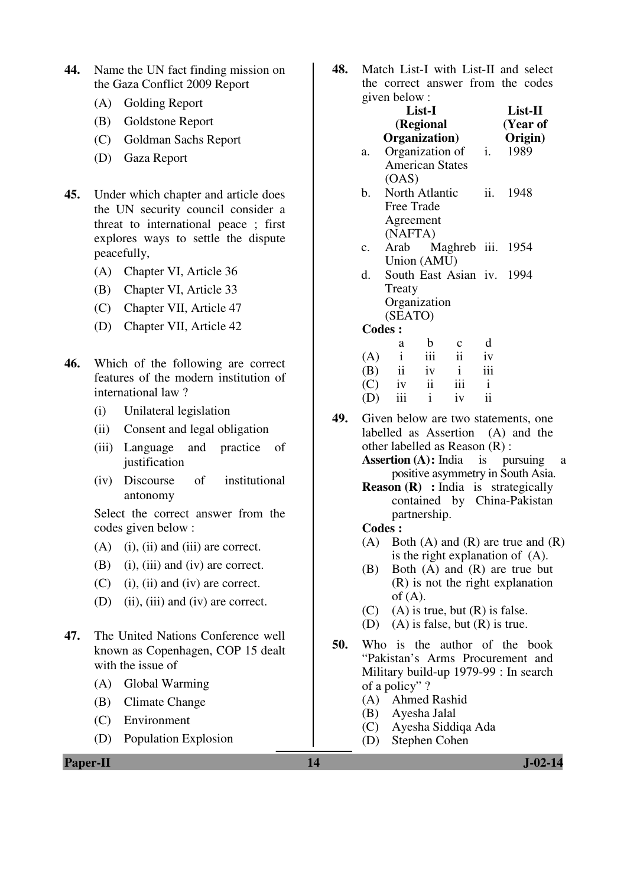**44.** Name the UN fact finding mission on the Gaza Conflict 2009 Report

(A) Golding Report

(B) Goldstone Report

(C) Goldman Sachs Report

(D) Gaza Report

**45.** Under which chapter and article does the UN security council consider a threat to international peace ; first explores ways to settle the dispute peacefully,

(A) Chapter VI, Article 36

(B) Chapter VI, Article 33

(C) Chapter VII, Article 47

(D) Chapter VII, Article 42

**46.** Which of the following are correct features of the modern institution of international law ?

(i) Unilateral legislation

(ii) Consent and legal obligation

(iii) Language and practice of justification

(iv) Discourse of institutional antonomy

Select the correct answer from the codes given below :

(A) (i), (ii) and (iii) are correct.

(B) (i), (iii) and (iv) are correct.

(C) (i), (ii) and (iv) are correct.

(D) (ii), (iii) and (iv) are correct.

**47.** The United Nations Conference well known as Copenhagen, COP 15 dealt with the issue of

(A) Global Warming

(B) Climate Change

(C) Environment

(D) Population Explosion

**48.** Match List-I with List-II and select the correct answer from the codes given below :

| | List-I (Regional Organization) | | List-II (Year of Origin) |
|---|---|---|---|
| a. | Organization of American States (OAS) | i. | 1989 |
| b. | North Atlantic Free Trade Agreement (NAFTA) | ii. | 1948 |
| c. | Arab Maghreb Union (AMU) | iii. | 1954 |
| d. | South East Asian Treaty Organization (SEATO) | iv. | 1994 |

**Codes :**

| | a | b | c | d |
|---|---|---|---|---|
| (A) | i | iii | ii | iv |
| (B) | ii | iv | i | iii |
| (C) | iv | ii | iii | i |
| (D) | iii | i | iv | ii |

**49.** Given below are two statements, one labelled as Assertion (A) and the other labelled as Reason (R) :

**Assertion (A) :** India is pursuing a positive asymmetry in South Asia.

**Reason (R) :** India is strategically contained by China-Pakistan partnership.

**Codes :**

(A) Both (A) and (R) are true and (R) is the right explanation of (A).

(B) Both (A) and (R) are true but (R) is not the right explanation of (A).

(C) (A) is true, but (R) is false.

(D) (A) is false, but (R) is true.

**50.** Who is the author of the book "Pakistan's Arms Procurement and Military build-up 1979-99 : In search of a policy" ?

(A) Ahmed Rashid

(B) Ayesha Jalal

(C) Ayesha Siddiqa Ada

(D) Stephen Cohen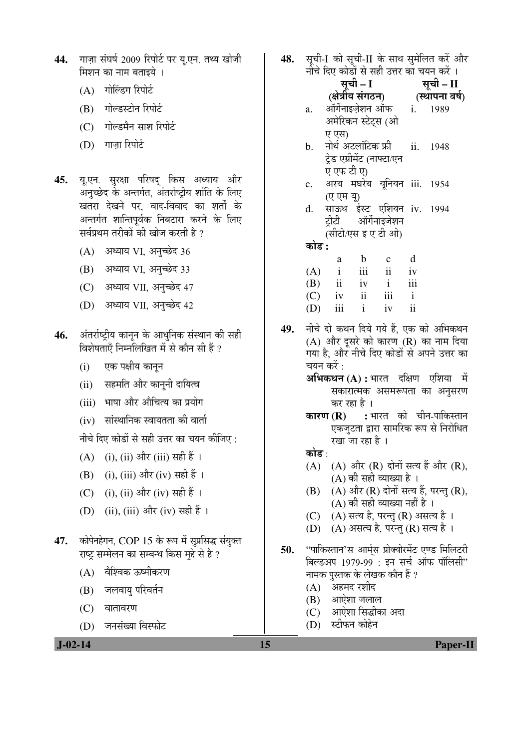**44.** गाज़ा संघर्ष 2009 रिपोर्ट पर यू.एन. तथ्य खोजी मिशन का नाम बताइये ।

(A) गोल्डिग रिपोर्ट

(B) गोल्डस्टोन रिपोर्ट

(C) गोल्डमैन साश रिपोर्ट

(D) गाज़ा रिपोर्ट

**45.** यू.एन. सुरक्षा परिषद् किस अध्याय और अनुच्छेद के अन्तर्गत, अंतर्राष्ट्रीय शांति के लिए खतरा देखने पर, वाद-विवाद का शर्तो के अन्तर्गत शान्तिपूर्वक निबटारा करने के लिए सर्वप्रथम तरीकों की खोज करती है ?

(A) अध्याय VI, अनुच्छेद 36

(B) अध्याय VI, अनुच्छेद 33

(C) अध्याय VII, अनुच्छेद 47

(D) अध्याय VII, अनुच्छेद 42

**46.** अंतर्राष्ट्रीय कानून के आधुनिक संस्थान की सही विशेषताएँ निम्नलिखित में से कौन सी हैं ?

(i) एक पक्षीय कानून

(ii) सहमति और कानूनी दायित्व

(iii) भाषा और औचित्य का प्रयोग

(iv) सांस्थानिक स्वायतता की वार्ता

नीचे दिए कोडों से सही उत्तर का चयन कीजिए :

(A) (i), (ii) और (iii) सही हैं ।

(B) (i), (iii) और (iv) सही हैं ।

(C) (i), (ii) और (iv) सही हैं ।

(D) (ii), (iii) और (iv) सही हैं ।

**47.** कोपेनहेगन, COP 15 के रूप में सुप्रसिद्ध संयुक्त राष्ट्र सम्मेलन का सम्बन्ध किस मुद्दे से है ?

(A) वैश्विक ऊष्मीकरण

(B) जलवायु परिवर्तन

(C) वातावरण

(D) जनसंख्या विस्फोट

**48.** सूची-I को सूची-II के साथ सुमेलित करें और नीचे दिए कोडों से सही उत्तर का चयन करें ।

| सूची – I (क्षेत्रीय संगठन) | सूची – II (स्थापना वर्ष) |
|---|---|
| a. ऑर्गेनाइज़ेशन ऑफ अमेरिकन स्टेट्स (ओ ए एस) | i. 1989 |
| b. नोर्थ अटलांटिक फ्री ट्रेड एग्रीमेंट (नाफ्टा/एन ए एफ टी ए) | ii. 1948 |
| c. अरब मघरेब यूनियन (ए एम यू) | iii. 1954 |
| d. साऊथ ईस्ट एशियन ट्रीटी ऑर्गेनाइजेशन (सीटो/एस इ ए टी ओ) | iv. 1994 |

**कोड :**

| | a | b | c | d |
|---|---|---|---|---|
| (A) | i | iii | ii | iv |
| (B) | ii | iv | i | iii |
| (C) | iv | ii | iii | i |
| (D) | iii | i | iv | ii |

**49.** नीचे दो कथन दिये गये हैं, एक को अभिकथन (A) और दूसरे को कारण (R) का नाम दिया गया है, और नीचे दिए कोडों से अपने उत्तर का चयन करें :

**अभिकथन (A) :** भारत दक्षिण एशिया में सकारात्मक असमरूपता का अनुसरण कर रहा है ।

**कारण (R) :** भारत को चीन-पाकिस्तान एकजुटता द्वारा सामरिक रूप से निरोधित रखा जा रहा है ।

**कोड :**

(A) (A) और (R) दोनों सत्य हैं और (R), (A) की सही व्याख्या है ।

(B) (A) और (R) दोनों सत्य हैं, परन्तु (R), (A) की सही व्याख्या नहीं है ।

(C) (A) सत्य है, परन्तु (R) असत्य है ।

(D) (A) असत्य है, परन्तु (R) सत्य है ।

**50.** "पाकिस्तान'स आर्म्स प्रोक्योरमेंट एण्ड मिलिटरी बिल्डअप 1979-99 : इन सर्च ऑफ पॉलिसी" नामक पुस्तक के लेखक कौन हैं ?

(A) अहमद रशीद

(B) आऐशा जलाल

(C) आऐशा सिद्धीका अदा

(D) स्टीफन कोहेन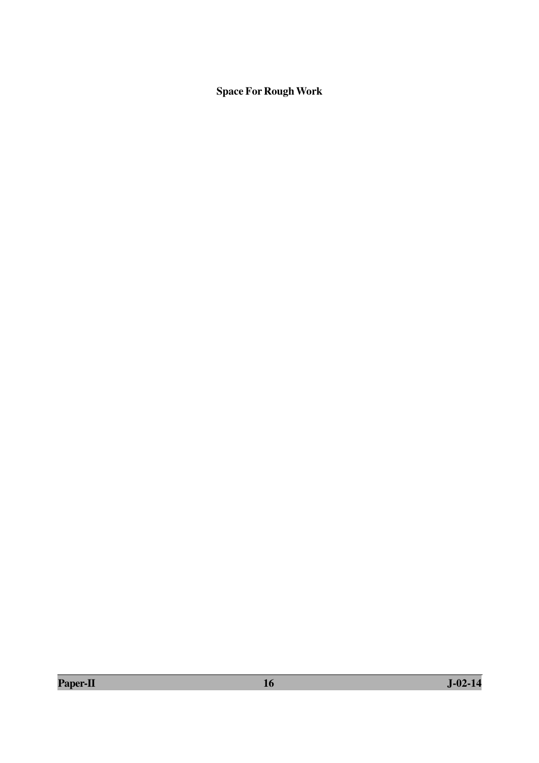**Space For Rough Work**